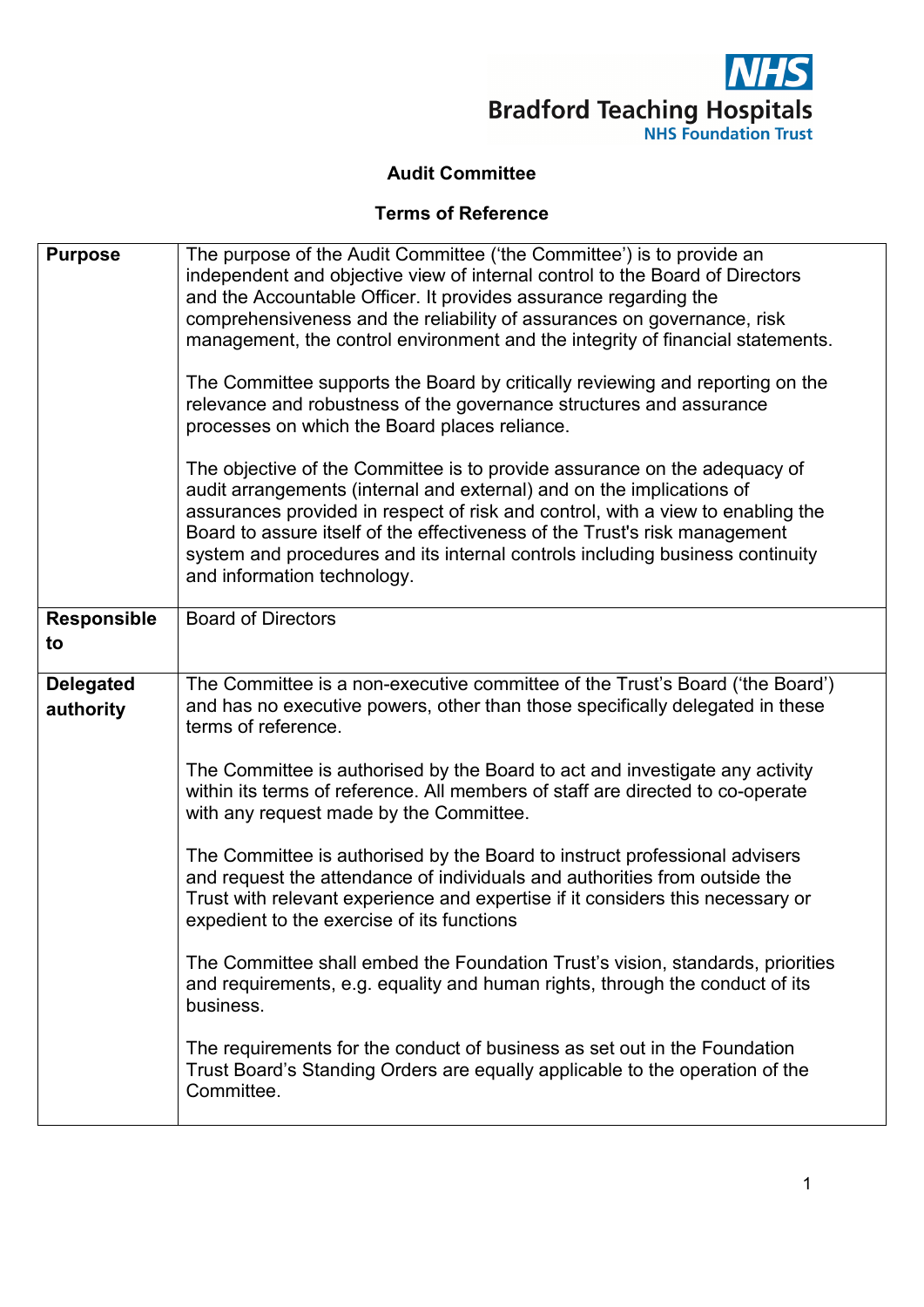NHS
Bradford Teaching Hospitals
NHS Foundation Trust

## Audit Committee

## Terms of Reference

| | |
|---|---|
| **Purpose** | The purpose of the Audit Committee ('the Committee') is to provide an independent and objective view of internal control to the Board of Directors and the Accountable Officer. It provides assurance regarding the comprehensiveness and the reliability of assurances on governance, risk management, the control environment and the integrity of financial statements.<br><br>The Committee supports the Board by critically reviewing and reporting on the relevance and robustness of the governance structures and assurance processes on which the Board places reliance.<br><br>The objective of the Committee is to provide assurance on the adequacy of audit arrangements (internal and external) and on the implications of assurances provided in respect of risk and control, with a view to enabling the Board to assure itself of the effectiveness of the Trust's risk management system and procedures and its internal controls including business continuity and information technology. |
| **Responsible to** | Board of Directors |
| **Delegated authority** | The Committee is a non-executive committee of the Trust's Board ('the Board') and has no executive powers, other than those specifically delegated in these terms of reference.<br><br>The Committee is authorised by the Board to act and investigate any activity within its terms of reference. All members of staff are directed to co-operate with any request made by the Committee.<br><br>The Committee is authorised by the Board to instruct professional advisers and request the attendance of individuals and authorities from outside the Trust with relevant experience and expertise if it considers this necessary or expedient to the exercise of its functions<br><br>The Committee shall embed the Foundation Trust's vision, standards, priorities and requirements, e.g. equality and human rights, through the conduct of its business.<br><br>The requirements for the conduct of business as set out in the Foundation Trust Board's Standing Orders are equally applicable to the operation of the Committee. |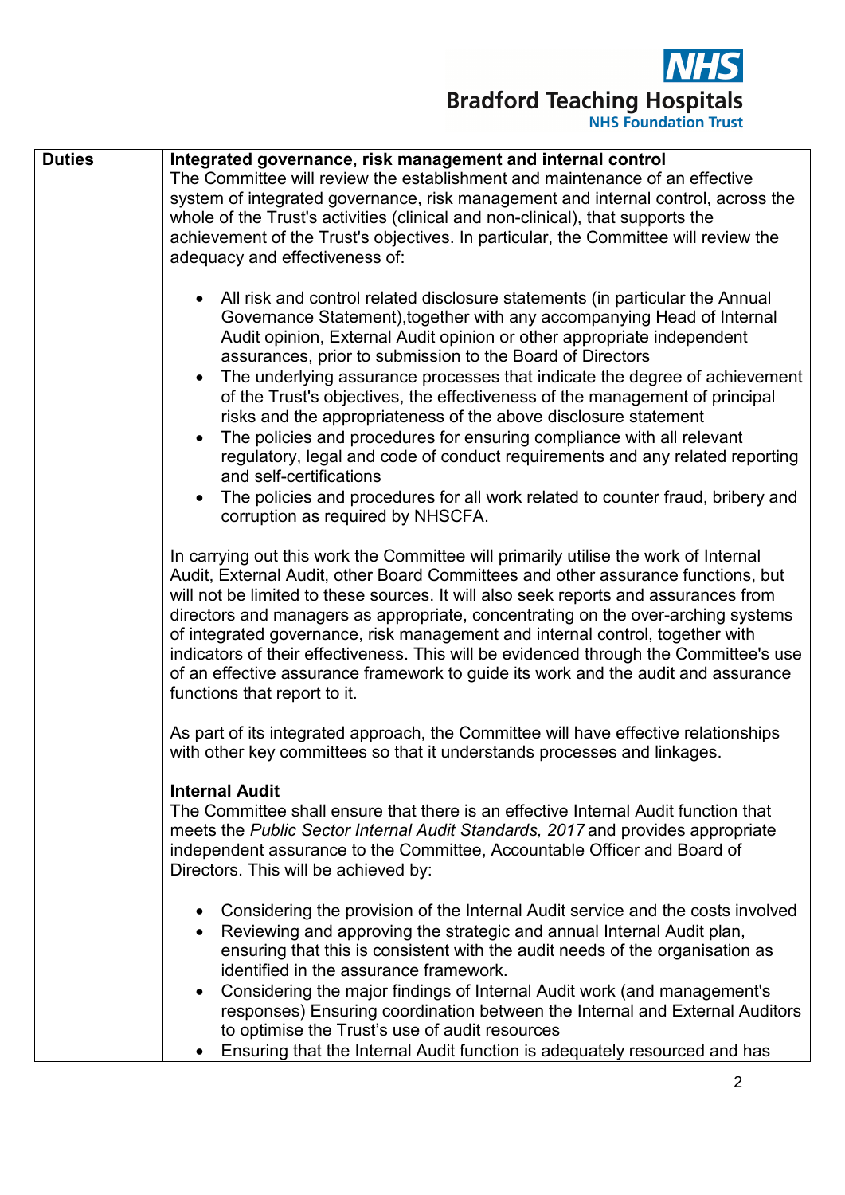| Duties | **Integrated governance, risk management and internal control**<br>The Committee will review the establishment and maintenance of an effective system of integrated governance, risk management and internal control, across the whole of the Trust's activities (clinical and non-clinical), that supports the achievement of the Trust's objectives. In particular, the Committee will review the adequacy and effectiveness of:<br><br>• All risk and control related disclosure statements (in particular the Annual Governance Statement),together with any accompanying Head of Internal Audit opinion, External Audit opinion or other appropriate independent assurances, prior to submission to the Board of Directors<br>• The underlying assurance processes that indicate the degree of achievement of the Trust's objectives, the effectiveness of the management of principal risks and the appropriateness of the above disclosure statement<br>• The policies and procedures for ensuring compliance with all relevant regulatory, legal and code of conduct requirements and any related reporting and self-certifications<br>• The policies and procedures for all work related to counter fraud, bribery and corruption as required by NHSCFA.<br><br>In carrying out this work the Committee will primarily utilise the work of Internal Audit, External Audit, other Board Committees and other assurance functions, but will not be limited to these sources. It will also seek reports and assurances from directors and managers as appropriate, concentrating on the over-arching systems of integrated governance, risk management and internal control, together with indicators of their effectiveness. This will be evidenced through the Committee's use of an effective assurance framework to guide its work and the audit and assurance functions that report to it.<br><br>As part of its integrated approach, the Committee will have effective relationships with other key committees so that it understands processes and linkages.<br><br>**Internal Audit**<br>The Committee shall ensure that there is an effective Internal Audit function that meets the *Public Sector Internal Audit Standards, 2017* and provides appropriate independent assurance to the Committee, Accountable Officer and Board of Directors. This will be achieved by:<br><br>• Considering the provision of the Internal Audit service and the costs involved<br>• Reviewing and approving the strategic and annual Internal Audit plan, ensuring that this is consistent with the audit needs of the organisation as identified in the assurance framework.<br>• Considering the major findings of Internal Audit work (and management's responses) Ensuring coordination between the Internal and External Auditors to optimise the Trust's use of audit resources<br>• Ensuring that the Internal Audit function is adequately resourced and has |
|---|---|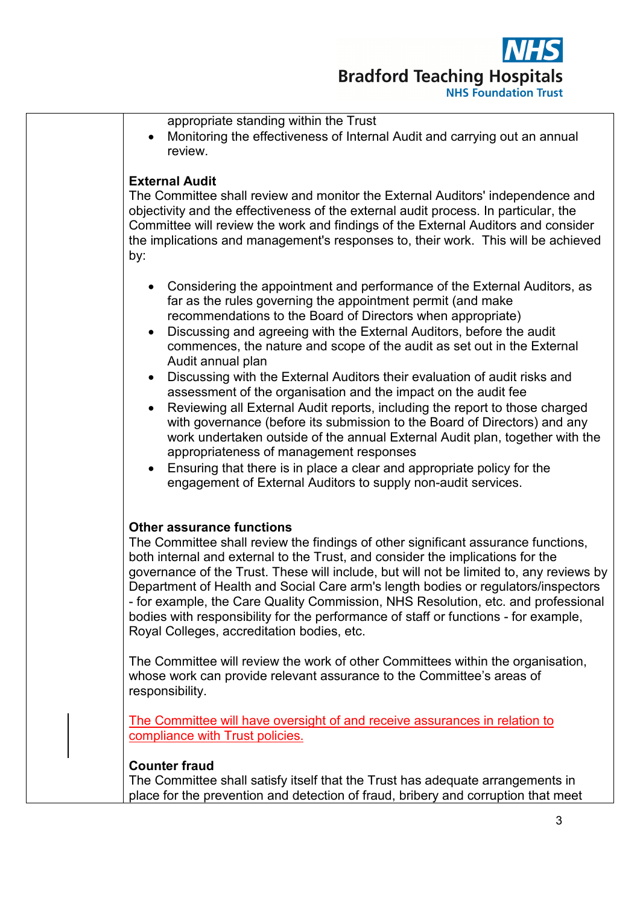appropriate standing within the Trust

- Monitoring the effectiveness of Internal Audit and carrying out an annual review.

**External Audit**
The Committee shall review and monitor the External Auditors' independence and objectivity and the effectiveness of the external audit process. In particular, the Committee will review the work and findings of the External Auditors and consider the implications and management's responses to, their work. This will be achieved by:

- Considering the appointment and performance of the External Auditors, as far as the rules governing the appointment permit (and make recommendations to the Board of Directors when appropriate)
- Discussing and agreeing with the External Auditors, before the audit commences, the nature and scope of the audit as set out in the External Audit annual plan
- Discussing with the External Auditors their evaluation of audit risks and assessment of the organisation and the impact on the audit fee
- Reviewing all External Audit reports, including the report to those charged with governance (before its submission to the Board of Directors) and any work undertaken outside of the annual External Audit plan, together with the appropriateness of management responses
- Ensuring that there is in place a clear and appropriate policy for the engagement of External Auditors to supply non-audit services.

**Other assurance functions**
The Committee shall review the findings of other significant assurance functions, both internal and external to the Trust, and consider the implications for the governance of the Trust. These will include, but will not be limited to, any reviews by Department of Health and Social Care arm's length bodies or regulators/inspectors - for example, the Care Quality Commission, NHS Resolution, etc. and professional bodies with responsibility for the performance of staff or functions - for example, Royal Colleges, accreditation bodies, etc.

The Committee will review the work of other Committees within the organisation, whose work can provide relevant assurance to the Committee's areas of responsibility.

The Committee will have oversight of and receive assurances in relation to compliance with Trust policies.

**Counter fraud**
The Committee shall satisfy itself that the Trust has adequate arrangements in place for the prevention and detection of fraud, bribery and corruption that meet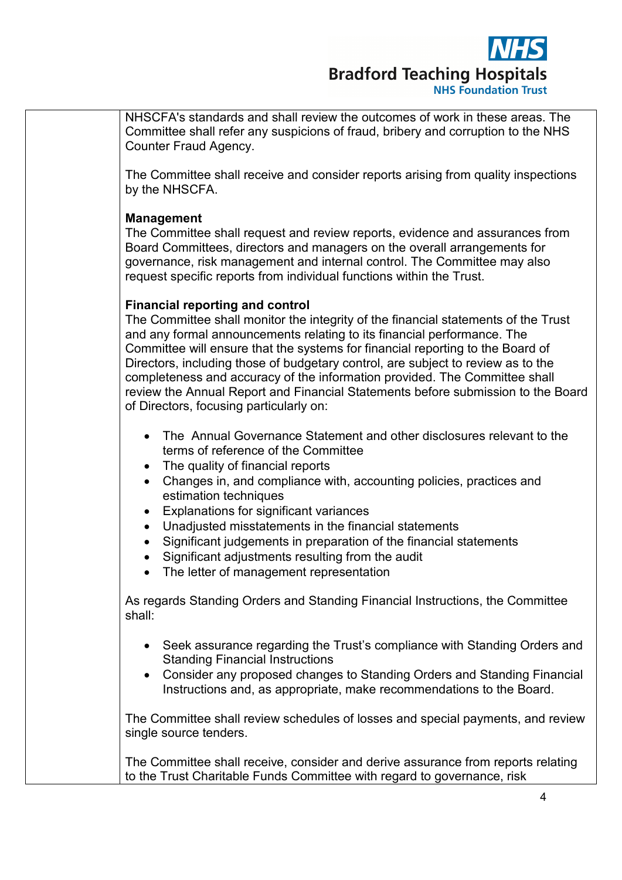NHSCFA's standards and shall review the outcomes of work in these areas. The Committee shall refer any suspicions of fraud, bribery and corruption to the NHS Counter Fraud Agency.

The Committee shall receive and consider reports arising from quality inspections by the NHSCFA.

**Management**

The Committee shall request and review reports, evidence and assurances from Board Committees, directors and managers on the overall arrangements for governance, risk management and internal control. The Committee may also request specific reports from individual functions within the Trust.

**Financial reporting and control**

The Committee shall monitor the integrity of the financial statements of the Trust and any formal announcements relating to its financial performance. The Committee will ensure that the systems for financial reporting to the Board of Directors, including those of budgetary control, are subject to review as to the completeness and accuracy of the information provided. The Committee shall review the Annual Report and Financial Statements before submission to the Board of Directors, focusing particularly on:

- The Annual Governance Statement and other disclosures relevant to the terms of reference of the Committee
- The quality of financial reports
- Changes in, and compliance with, accounting policies, practices and estimation techniques
- Explanations for significant variances
- Unadjusted misstatements in the financial statements
- Significant judgements in preparation of the financial statements
- Significant adjustments resulting from the audit
- The letter of management representation

As regards Standing Orders and Standing Financial Instructions, the Committee shall:

- Seek assurance regarding the Trust's compliance with Standing Orders and Standing Financial Instructions
- Consider any proposed changes to Standing Orders and Standing Financial Instructions and, as appropriate, make recommendations to the Board.

The Committee shall review schedules of losses and special payments, and review single source tenders.

The Committee shall receive, consider and derive assurance from reports relating to the Trust Charitable Funds Committee with regard to governance, risk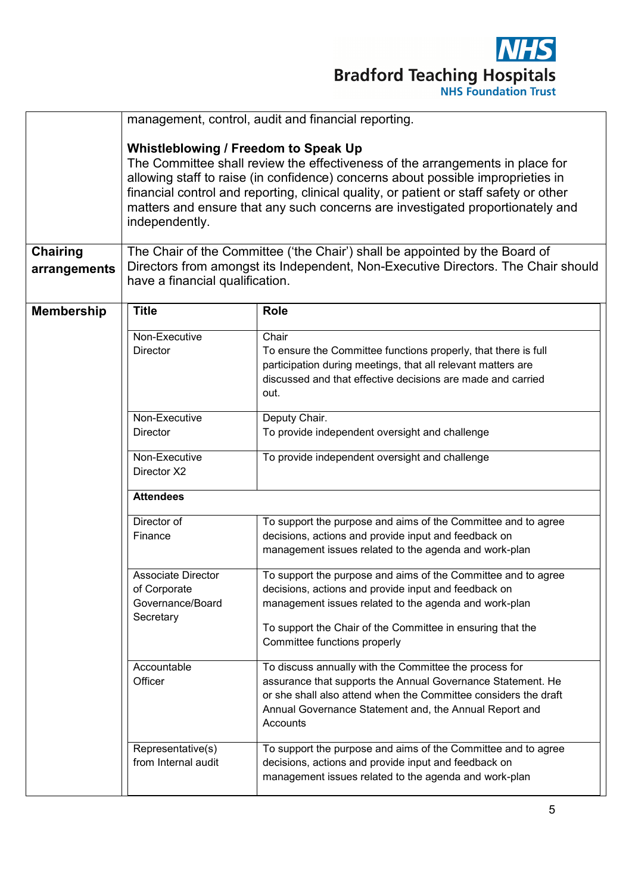| | |
|---|---|
| | management, control, audit and financial reporting.<br><br>**Whistleblowing / Freedom to Speak Up**<br>The Committee shall review the effectiveness of the arrangements in place for allowing staff to raise (in confidence) concerns about possible improprieties in financial control and reporting, clinical quality, or patient or staff safety or other matters and ensure that any such concerns are investigated proportionately and independently. |
| **Chairing arrangements** | The Chair of the Committee ('the Chair') shall be appointed by the Board of Directors from amongst its Independent, Non-Executive Directors. The Chair should have a financial qualification. |

**Membership**

| Title | Role |
|---|---|
| Non-Executive Director | Chair<br>To ensure the Committee functions properly, that there is full participation during meetings, that all relevant matters are discussed and that effective decisions are made and carried out. |
| Non-Executive Director | Deputy Chair.<br>To provide independent oversight and challenge |
| Non-Executive Director X2 | To provide independent oversight and challenge |
| **Attendees** | |
| Director of Finance | To support the purpose and aims of the Committee and to agree decisions, actions and provide input and feedback on management issues related to the agenda and work-plan |
| Associate Director of Corporate Governance/Board Secretary | To support the purpose and aims of the Committee and to agree decisions, actions and provide input and feedback on management issues related to the agenda and work-plan<br><br>To support the Chair of the Committee in ensuring that the Committee functions properly |
| Accountable Officer | To discuss annually with the Committee the process for assurance that supports the Annual Governance Statement. He or she shall also attend when the Committee considers the draft Annual Governance Statement and, the Annual Report and Accounts |
| Representative(s) from Internal audit | To support the purpose and aims of the Committee and to agree decisions, actions and provide input and feedback on management issues related to the agenda and work-plan |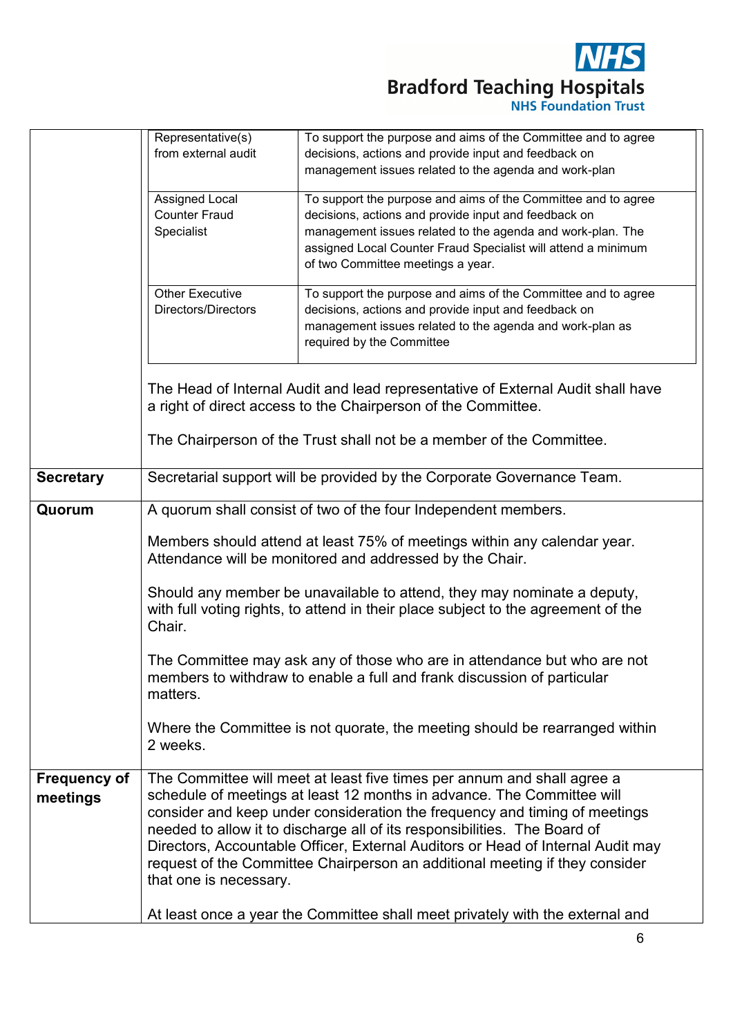| | | |
|---|---|---|
| | Representative(s) from external audit | To support the purpose and aims of the Committee and to agree decisions, actions and provide input and feedback on management issues related to the agenda and work-plan |
| | Assigned Local Counter Fraud Specialist | To support the purpose and aims of the Committee and to agree decisions, actions and provide input and feedback on management issues related to the agenda and work-plan. The assigned Local Counter Fraud Specialist will attend a minimum of two Committee meetings a year. |
| | Other Executive Directors/Directors | To support the purpose and aims of the Committee and to agree decisions, actions and provide input and feedback on management issues related to the agenda and work-plan as required by the Committee |

The Head of Internal Audit and lead representative of External Audit shall have a right of direct access to the Chairperson of the Committee.

The Chairperson of the Trust shall not be a member of the Committee.

| | |
|---|---|
| **Secretary** | Secretarial support will be provided by the Corporate Governance Team. |
| **Quorum** | A quorum shall consist of two of the four Independent members.<br><br>Members should attend at least 75% of meetings within any calendar year. Attendance will be monitored and addressed by the Chair.<br><br>Should any member be unavailable to attend, they may nominate a deputy, with full voting rights, to attend in their place subject to the agreement of the Chair.<br><br>The Committee may ask any of those who are in attendance but who are not members to withdraw to enable a full and frank discussion of particular matters.<br><br>Where the Committee is not quorate, the meeting should be rearranged within 2 weeks. |
| **Frequency of meetings** | The Committee will meet at least five times per annum and shall agree a schedule of meetings at least 12 months in advance. The Committee will consider and keep under consideration the frequency and timing of meetings needed to allow it to discharge all of its responsibilities. The Board of Directors, Accountable Officer, External Auditors or Head of Internal Audit may request of the Committee Chairperson an additional meeting if they consider that one is necessary.<br><br>At least once a year the Committee shall meet privately with the external and |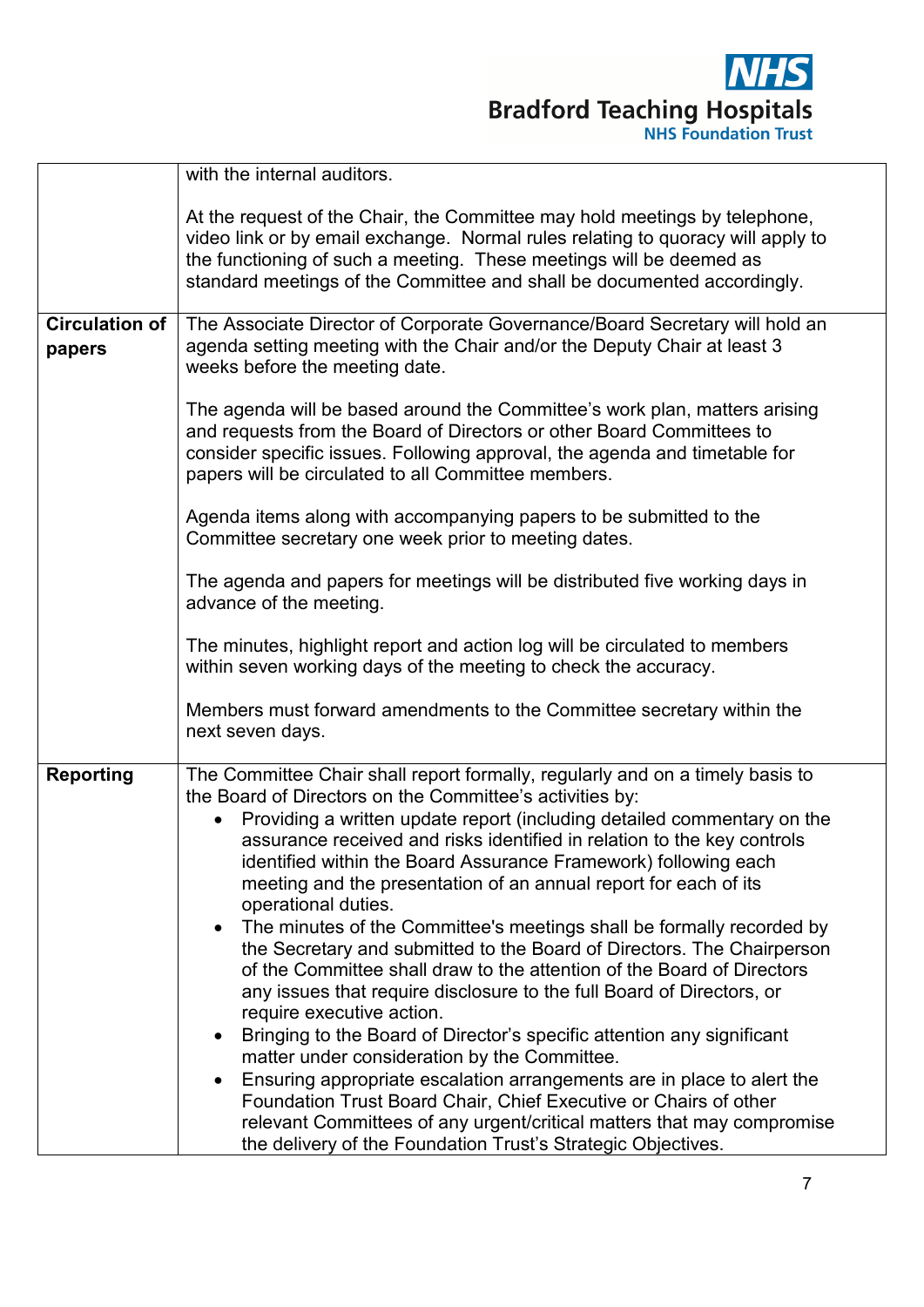| | |
|---|---|
| | with the internal auditors.<br><br>At the request of the Chair, the Committee may hold meetings by telephone, video link or by email exchange. Normal rules relating to quoracy will apply to the functioning of such a meeting. These meetings will be deemed as standard meetings of the Committee and shall be documented accordingly. |
| **Circulation of papers** | The Associate Director of Corporate Governance/Board Secretary will hold an agenda setting meeting with the Chair and/or the Deputy Chair at least 3 weeks before the meeting date.<br><br>The agenda will be based around the Committee's work plan, matters arising and requests from the Board of Directors or other Board Committees to consider specific issues. Following approval, the agenda and timetable for papers will be circulated to all Committee members.<br><br>Agenda items along with accompanying papers to be submitted to the Committee secretary one week prior to meeting dates.<br><br>The agenda and papers for meetings will be distributed five working days in advance of the meeting.<br><br>The minutes, highlight report and action log will be circulated to members within seven working days of the meeting to check the accuracy.<br><br>Members must forward amendments to the Committee secretary within the next seven days. |
| **Reporting** | The Committee Chair shall report formally, regularly and on a timely basis to the Board of Directors on the Committee's activities by:<br>• Providing a written update report (including detailed commentary on the assurance received and risks identified in relation to the key controls identified within the Board Assurance Framework) following each meeting and the presentation of an annual report for each of its operational duties.<br>• The minutes of the Committee's meetings shall be formally recorded by the Secretary and submitted to the Board of Directors. The Chairperson of the Committee shall draw to the attention of the Board of Directors any issues that require disclosure to the full Board of Directors, or require executive action.<br>• Bringing to the Board of Director's specific attention any significant matter under consideration by the Committee.<br>• Ensuring appropriate escalation arrangements are in place to alert the Foundation Trust Board Chair, Chief Executive or Chairs of other relevant Committees of any urgent/critical matters that may compromise the delivery of the Foundation Trust's Strategic Objectives. |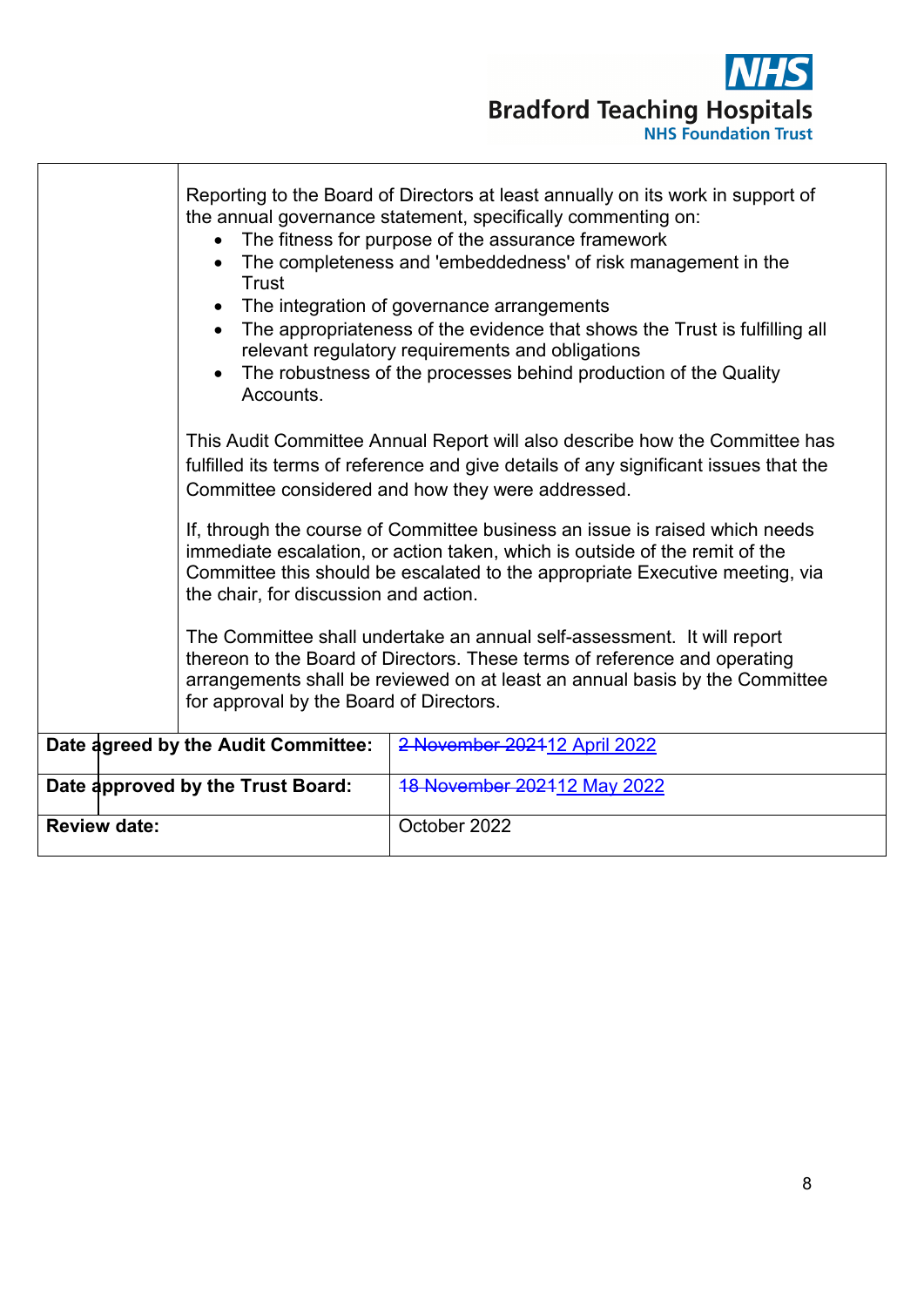| | |
|---|---|
| | Reporting to the Board of Directors at least annually on its work in support of the annual governance statement, specifically commenting on:<br>• The fitness for purpose of the assurance framework<br>• The completeness and 'embeddedness' of risk management in the Trust<br>• The integration of governance arrangements<br>• The appropriateness of the evidence that shows the Trust is fulfilling all relevant regulatory requirements and obligations<br>• The robustness of the processes behind production of the Quality Accounts.<br><br>This Audit Committee Annual Report will also describe how the Committee has fulfilled its terms of reference and give details of any significant issues that the Committee considered and how they were addressed.<br><br>If, through the course of Committee business an issue is raised which needs immediate escalation, or action taken, which is outside of the remit of the Committee this should be escalated to the appropriate Executive meeting, via the chair, for discussion and action.<br><br>The Committee shall undertake an annual self-assessment. It will report thereon to the Board of Directors. These terms of reference and operating arrangements shall be reviewed on at least an annual basis by the Committee for approval by the Board of Directors. |

| | |
|---|---|
| **Date agreed by the Audit Committee:** | ~~2 November 2021~~12 April 2022 |
| **Date approved by the Trust Board:** | ~~18 November 2021~~12 May 2022 |
| **Review date:** | October 2022 |